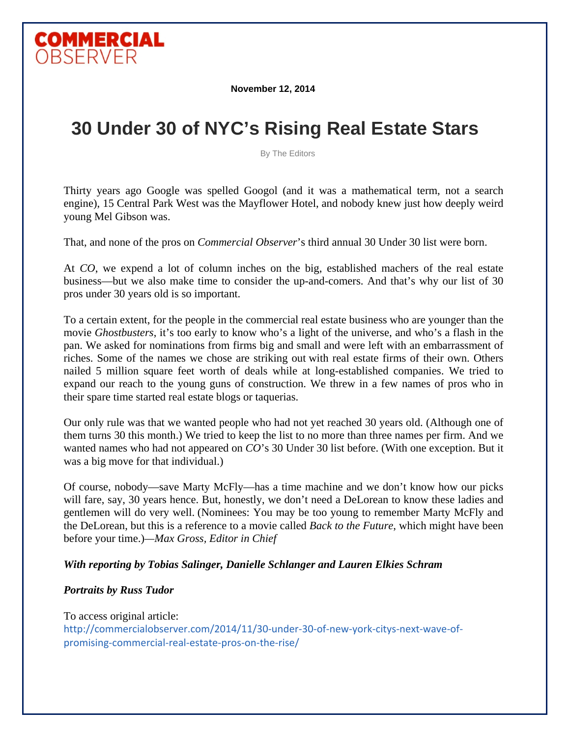COMMERCIAL OBSERVER

**November 12, 2014**

# 30 Under 30 of NYC's Rising Real Estate Stars

By The Editors

Thirty years ago Google was spelled Googol (and it was a mathematical term, not a search engine), 15 Central Park West was the Mayflower Hotel, and nobody knew just how deeply weird young Mel Gibson was.

That, and none of the pros on *Commercial Observer*'s third annual 30 Under 30 list were born.

At *CO*, we expend a lot of column inches on the big, established machers of the real estate business—but we also make time to consider the up-and-comers. And that's why our list of 30 pros under 30 years old is so important.

To a certain extent, for the people in the commercial real estate business who are younger than the movie *Ghostbusters*, it's too early to know who's a light of the universe, and who's a flash in the pan. We asked for nominations from firms big and small and were left with an embarrassment of riches. Some of the names we chose are striking out with real estate firms of their own. Others nailed 5 million square feet worth of deals while at long-established companies. We tried to expand our reach to the young guns of construction. We threw in a few names of pros who in their spare time started real estate blogs or taquerias.

Our only rule was that we wanted people who had not yet reached 30 years old. (Although one of them turns 30 this month.) We tried to keep the list to no more than three names per firm. And we wanted names who had not appeared on *CO*'s 30 Under 30 list before. (With one exception. But it was a big move for that individual.)

Of course, nobody—save Marty McFly—has a time machine and we don't know how our picks will fare, say, 30 years hence. But, honestly, we don't need a DeLorean to know these ladies and gentlemen will do very well. (Nominees: You may be too young to remember Marty McFly and the DeLorean, but this is a reference to a movie called *Back to the Future*, which might have been before your time.)—*Max Gross, Editor in Chief*

***With reporting by Tobias Salinger, Danielle Schlanger and Lauren Elkies Schram***

***Portraits by Russ Tudor***

To access original article:
http://commercialobserver.com/2014/11/30-under-30-of-new-york-citys-next-wave-of-promising-commercial-real-estate-pros-on-the-rise/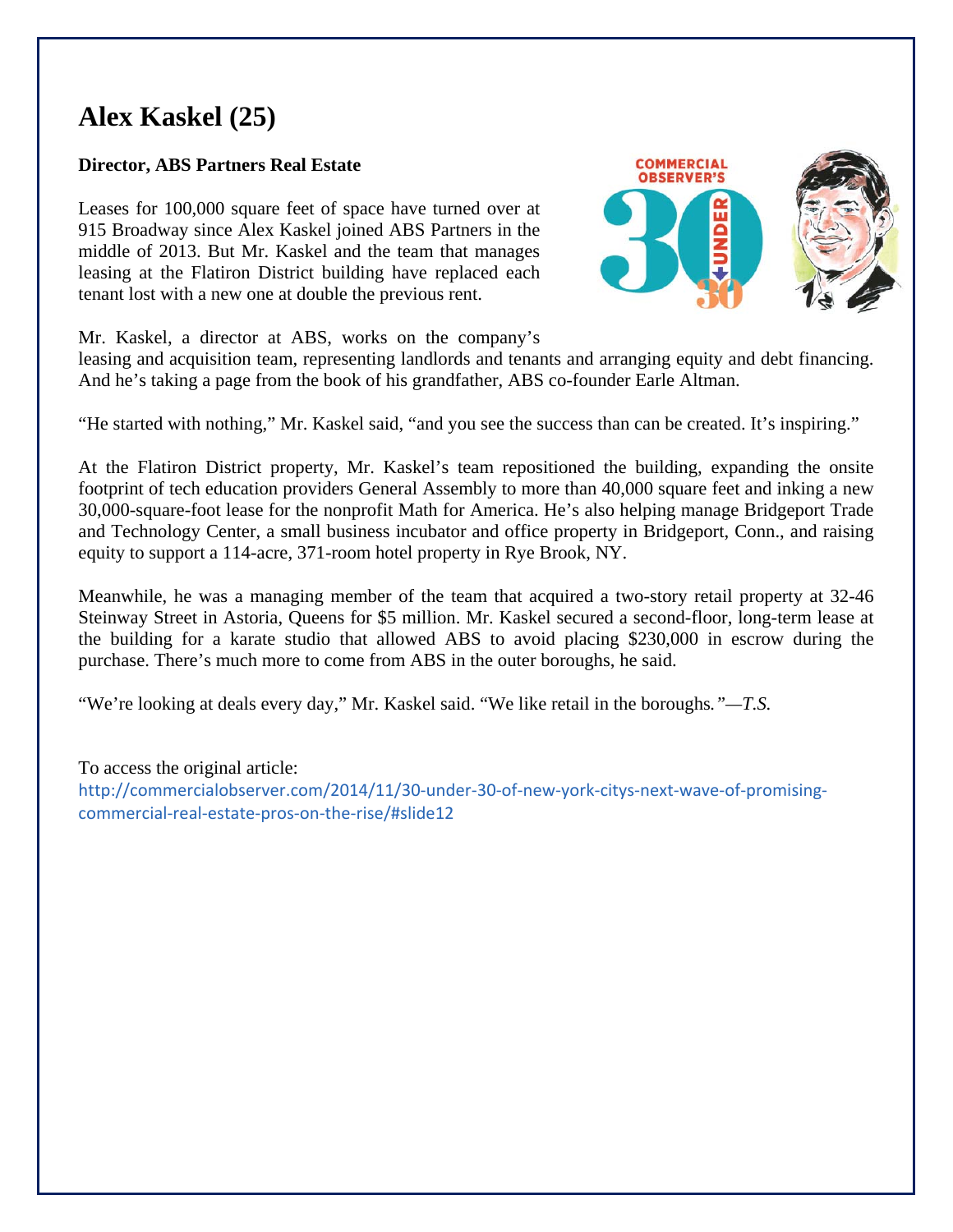# Alex Kaskel (25)

**Director, ABS Partners Real Estate**

Leases for 100,000 square feet of space have turned over at 915 Broadway since Alex Kaskel joined ABS Partners in the middle of 2013. But Mr. Kaskel and the team that manages leasing at the Flatiron District building have replaced each tenant lost with a new one at double the previous rent.

Mr. Kaskel, a director at ABS, works on the company's leasing and acquisition team, representing landlords and tenants and arranging equity and debt financing. And he's taking a page from the book of his grandfather, ABS co-founder Earle Altman.

"He started with nothing," Mr. Kaskel said, "and you see the success than can be created. It's inspiring."

At the Flatiron District property, Mr. Kaskel's team repositioned the building, expanding the onsite footprint of tech education providers General Assembly to more than 40,000 square feet and inking a new 30,000-square-foot lease for the nonprofit Math for America. He's also helping manage Bridgeport Trade and Technology Center, a small business incubator and office property in Bridgeport, Conn., and raising equity to support a 114-acre, 371-room hotel property in Rye Brook, NY.

Meanwhile, he was a managing member of the team that acquired a two-story retail property at 32-46 Steinway Street in Astoria, Queens for $5 million. Mr. Kaskel secured a second-floor, long-term lease at the building for a karate studio that allowed ABS to avoid placing $230,000 in escrow during the purchase. There's much more to come from ABS in the outer boroughs, he said.

"We're looking at deals every day," Mr. Kaskel said. "We like retail in the boroughs*."—T.S.*

To access the original article:
http://commercialobserver.com/2014/11/30-under-30-of-new-york-citys-next-wave-of-promising-commercial-real-estate-pros-on-the-rise/#slide12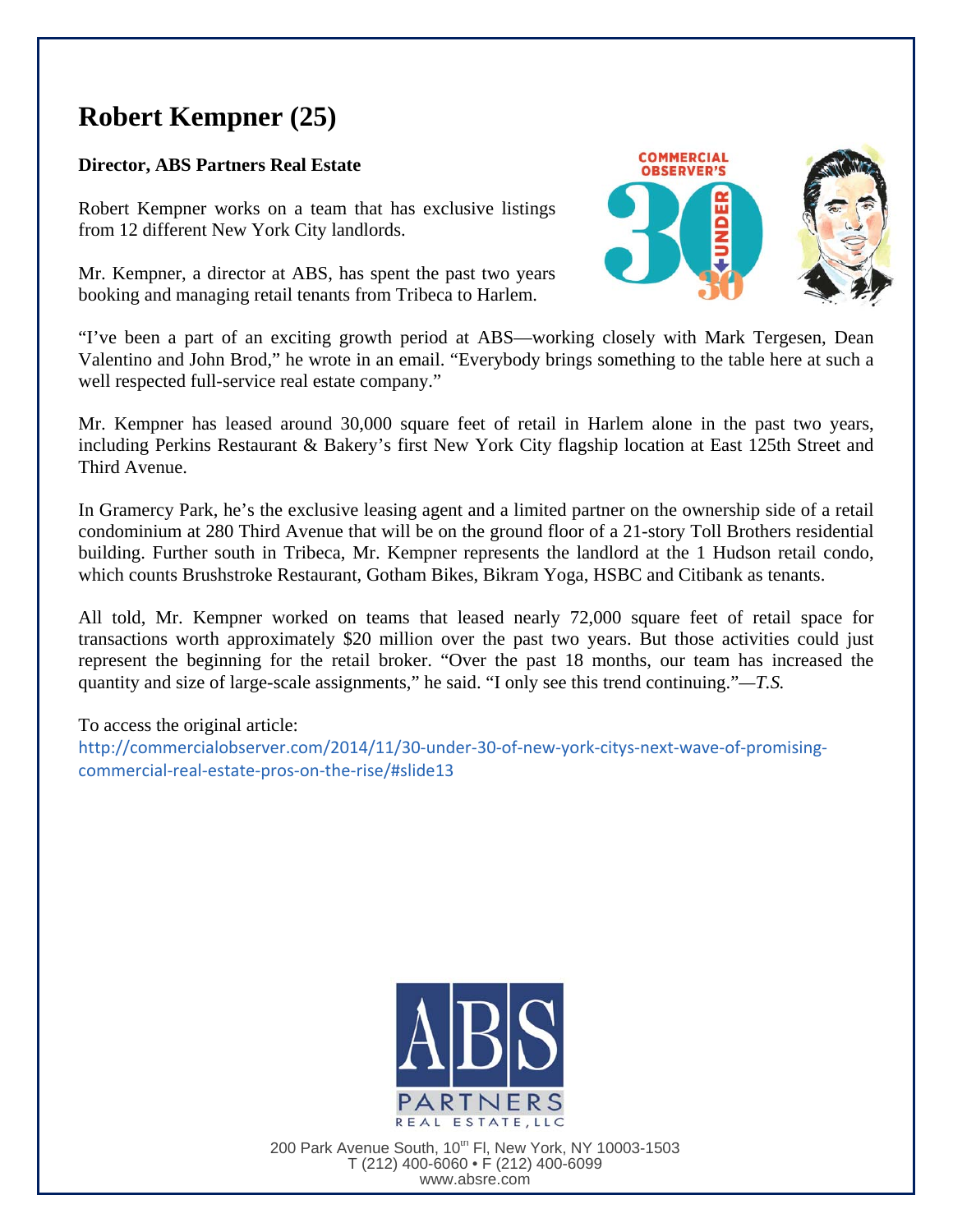# Robert Kempner (25)

**Director, ABS Partners Real Estate**

Robert Kempner works on a team that has exclusive listings from 12 different New York City landlords.

Mr. Kempner, a director at ABS, has spent the past two years booking and managing retail tenants from Tribeca to Harlem.

"I've been a part of an exciting growth period at ABS—working closely with Mark Tergesen, Dean Valentino and John Brod," he wrote in an email. "Everybody brings something to the table here at such a well respected full-service real estate company."

Mr. Kempner has leased around 30,000 square feet of retail in Harlem alone in the past two years, including Perkins Restaurant & Bakery's first New York City flagship location at East 125th Street and Third Avenue.

In Gramercy Park, he's the exclusive leasing agent and a limited partner on the ownership side of a retail condominium at 280 Third Avenue that will be on the ground floor of a 21-story Toll Brothers residential building. Further south in Tribeca, Mr. Kempner represents the landlord at the 1 Hudson retail condo, which counts Brushstroke Restaurant, Gotham Bikes, Bikram Yoga, HSBC and Citibank as tenants.

All told, Mr. Kempner worked on teams that leased nearly 72,000 square feet of retail space for transactions worth approximately $20 million over the past two years. But those activities could just represent the beginning for the retail broker. "Over the past 18 months, our team has increased the quantity and size of large-scale assignments," he said. "I only see this trend continuing."—*T.S.*

To access the original article:
http://commercialobserver.com/2014/11/30-under-30-of-new-york-citys-next-wave-of-promising-commercial-real-estate-pros-on-the-rise/#slide13

ABS PARTNERS REAL ESTATE, LLC

200 Park Avenue South, 10th Fl, New York, NY 10003-1503
T (212) 400-6060 • F (212) 400-6099
www.absre.com